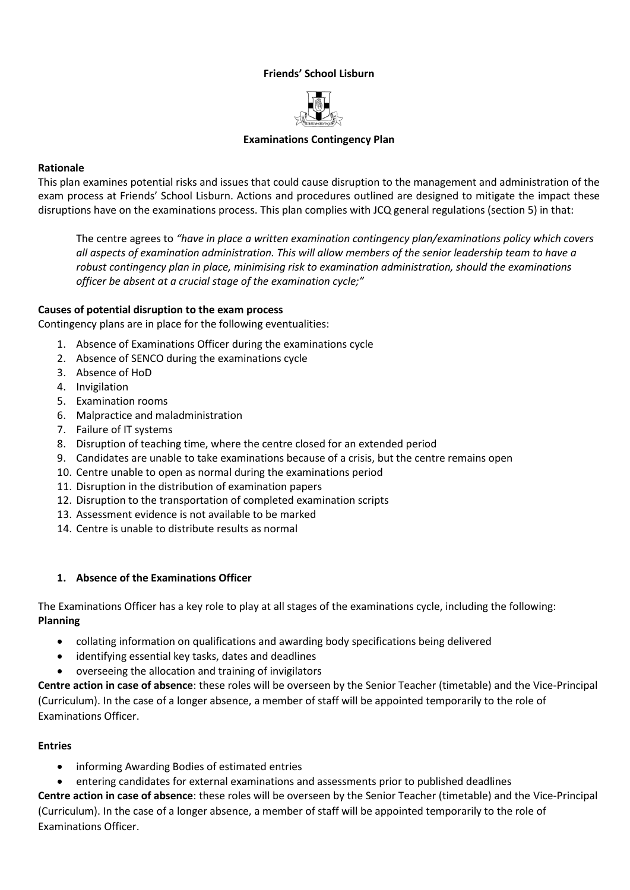**Friends' School Lisburn**

**Examinations Contingency Plan**

**Rationale**

This plan examines potential risks and issues that could cause disruption to the management and administration of the exam process at Friends' School Lisburn. Actions and procedures outlined are designed to mitigate the impact these disruptions have on the examinations process. This plan complies with JCQ general regulations (section 5) in that:

> The centre agrees to *"have in place a written examination contingency plan/examinations policy which covers all aspects of examination administration. This will allow members of the senior leadership team to have a robust contingency plan in place, minimising risk to examination administration, should the examinations officer be absent at a crucial stage of the examination cycle;"*

**Causes of potential disruption to the exam process**

Contingency plans are in place for the following eventualities:

1. Absence of Examinations Officer during the examinations cycle
2. Absence of SENCO during the examinations cycle
3. Absence of HoD
4. Invigilation
5. Examination rooms
6. Malpractice and maladministration
7. Failure of IT systems
8. Disruption of teaching time, where the centre closed for an extended period
9. Candidates are unable to take examinations because of a crisis, but the centre remains open
10. Centre unable to open as normal during the examinations period
11. Disruption in the distribution of examination papers
12. Disruption to the transportation of completed examination scripts
13. Assessment evidence is not available to be marked
14. Centre is unable to distribute results as normal

## 1. Absence of the Examinations Officer

The Examinations Officer has a key role to play at all stages of the examinations cycle, including the following:

**Planning**

- collating information on qualifications and awarding body specifications being delivered
- identifying essential key tasks, dates and deadlines
- overseeing the allocation and training of invigilators

**Centre action in case of absence**: these roles will be overseen by the Senior Teacher (timetable) and the Vice-Principal (Curriculum). In the case of a longer absence, a member of staff will be appointed temporarily to the role of Examinations Officer.

**Entries**

- informing Awarding Bodies of estimated entries
- entering candidates for external examinations and assessments prior to published deadlines

**Centre action in case of absence**: these roles will be overseen by the Senior Teacher (timetable) and the Vice-Principal (Curriculum). In the case of a longer absence, a member of staff will be appointed temporarily to the role of Examinations Officer.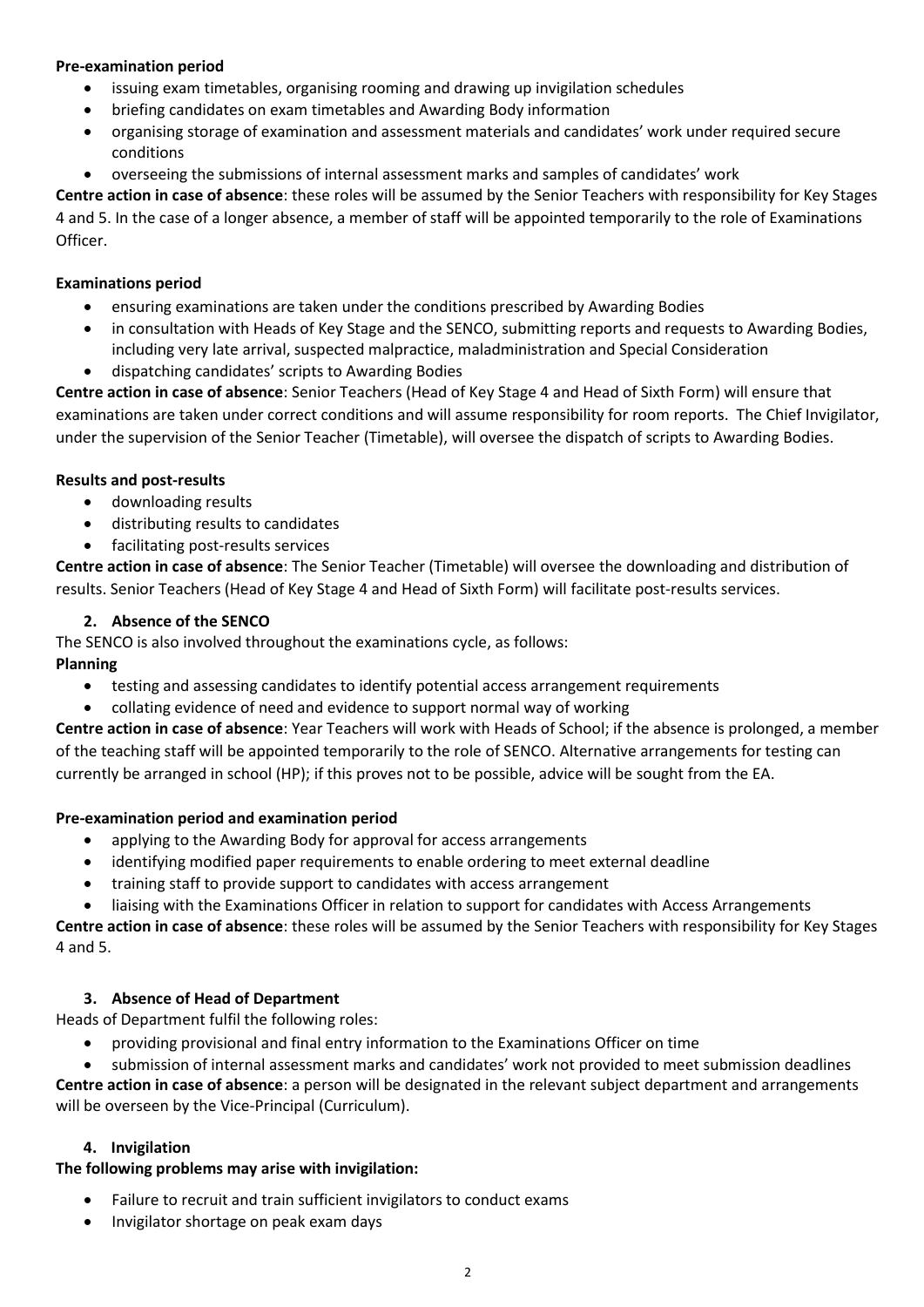**Pre-examination period**

- issuing exam timetables, organising rooming and drawing up invigilation schedules
- briefing candidates on exam timetables and Awarding Body information
- organising storage of examination and assessment materials and candidates' work under required secure conditions
- overseeing the submissions of internal assessment marks and samples of candidates' work

**Centre action in case of absence**: these roles will be assumed by the Senior Teachers with responsibility for Key Stages 4 and 5. In the case of a longer absence, a member of staff will be appointed temporarily to the role of Examinations Officer.

**Examinations period**

- ensuring examinations are taken under the conditions prescribed by Awarding Bodies
- in consultation with Heads of Key Stage and the SENCO, submitting reports and requests to Awarding Bodies, including very late arrival, suspected malpractice, maladministration and Special Consideration
- dispatching candidates' scripts to Awarding Bodies

**Centre action in case of absence**: Senior Teachers (Head of Key Stage 4 and Head of Sixth Form) will ensure that examinations are taken under correct conditions and will assume responsibility for room reports. The Chief Invigilator, under the supervision of the Senior Teacher (Timetable), will oversee the dispatch of scripts to Awarding Bodies.

**Results and post-results**

- downloading results
- distributing results to candidates
- facilitating post-results services

**Centre action in case of absence**: The Senior Teacher (Timetable) will oversee the downloading and distribution of results. Senior Teachers (Head of Key Stage 4 and Head of Sixth Form) will facilitate post-results services.

## 2. Absence of the SENCO

The SENCO is also involved throughout the examinations cycle, as follows:

**Planning**

- testing and assessing candidates to identify potential access arrangement requirements
- collating evidence of need and evidence to support normal way of working

**Centre action in case of absence**: Year Teachers will work with Heads of School; if the absence is prolonged, a member of the teaching staff will be appointed temporarily to the role of SENCO. Alternative arrangements for testing can currently be arranged in school (HP); if this proves not to be possible, advice will be sought from the EA.

**Pre-examination period and examination period**

- applying to the Awarding Body for approval for access arrangements
- identifying modified paper requirements to enable ordering to meet external deadline
- training staff to provide support to candidates with access arrangement
- liaising with the Examinations Officer in relation to support for candidates with Access Arrangements

**Centre action in case of absence**: these roles will be assumed by the Senior Teachers with responsibility for Key Stages 4 and 5.

## 3. Absence of Head of Department

Heads of Department fulfil the following roles:

- providing provisional and final entry information to the Examinations Officer on time
- submission of internal assessment marks and candidates' work not provided to meet submission deadlines

**Centre action in case of absence**: a person will be designated in the relevant subject department and arrangements will be overseen by the Vice-Principal (Curriculum).

## 4. Invigilation

**The following problems may arise with invigilation:**

- Failure to recruit and train sufficient invigilators to conduct exams
- Invigilator shortage on peak exam days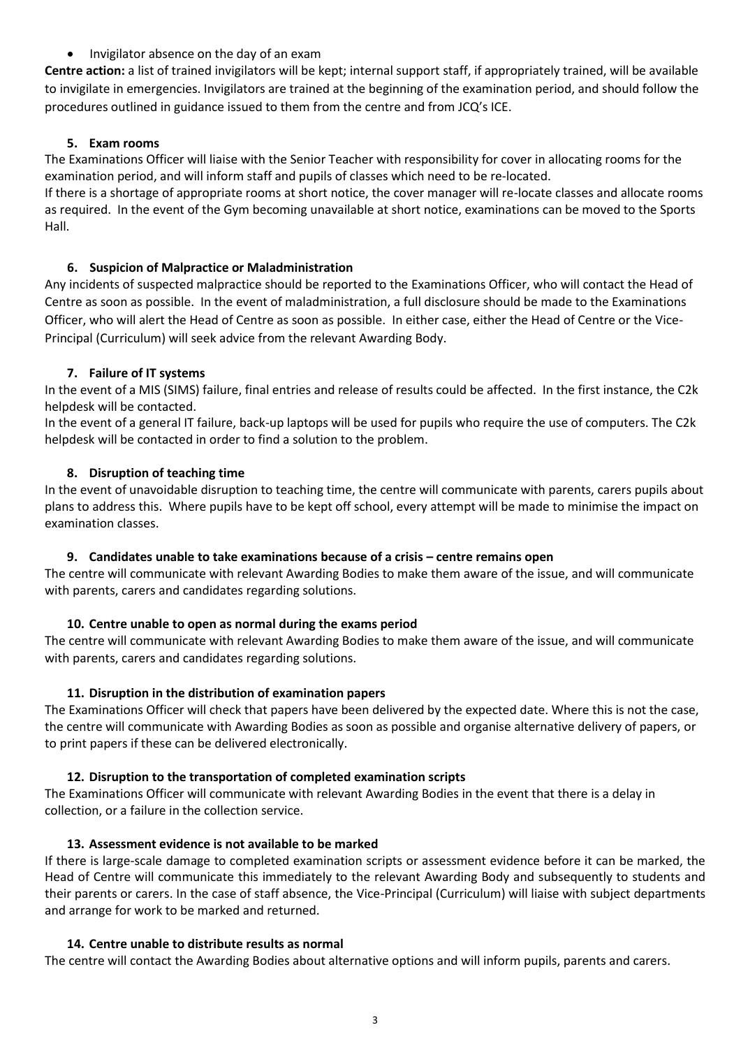- Invigilator absence on the day of an exam

**Centre action:** a list of trained invigilators will be kept; internal support staff, if appropriately trained, will be available to invigilate in emergencies. Invigilators are trained at the beginning of the examination period, and should follow the procedures outlined in guidance issued to them from the centre and from JCQ's ICE.

### 5. Exam rooms

The Examinations Officer will liaise with the Senior Teacher with responsibility for cover in allocating rooms for the examination period, and will inform staff and pupils of classes which need to be re-located.

If there is a shortage of appropriate rooms at short notice, the cover manager will re-locate classes and allocate rooms as required. In the event of the Gym becoming unavailable at short notice, examinations can be moved to the Sports Hall.

### 6. Suspicion of Malpractice or Maladministration

Any incidents of suspected malpractice should be reported to the Examinations Officer, who will contact the Head of Centre as soon as possible. In the event of maladministration, a full disclosure should be made to the Examinations Officer, who will alert the Head of Centre as soon as possible. In either case, either the Head of Centre or the Vice-Principal (Curriculum) will seek advice from the relevant Awarding Body.

### 7. Failure of IT systems

In the event of a MIS (SIMS) failure, final entries and release of results could be affected. In the first instance, the C2k helpdesk will be contacted.

In the event of a general IT failure, back-up laptops will be used for pupils who require the use of computers. The C2k helpdesk will be contacted in order to find a solution to the problem.

### 8. Disruption of teaching time

In the event of unavoidable disruption to teaching time, the centre will communicate with parents, carers pupils about plans to address this. Where pupils have to be kept off school, every attempt will be made to minimise the impact on examination classes.

### 9. Candidates unable to take examinations because of a crisis – centre remains open

The centre will communicate with relevant Awarding Bodies to make them aware of the issue, and will communicate with parents, carers and candidates regarding solutions.

### 10. Centre unable to open as normal during the exams period

The centre will communicate with relevant Awarding Bodies to make them aware of the issue, and will communicate with parents, carers and candidates regarding solutions.

### 11. Disruption in the distribution of examination papers

The Examinations Officer will check that papers have been delivered by the expected date. Where this is not the case, the centre will communicate with Awarding Bodies as soon as possible and organise alternative delivery of papers, or to print papers if these can be delivered electronically.

### 12. Disruption to the transportation of completed examination scripts

The Examinations Officer will communicate with relevant Awarding Bodies in the event that there is a delay in collection, or a failure in the collection service.

### 13. Assessment evidence is not available to be marked

If there is large-scale damage to completed examination scripts or assessment evidence before it can be marked, the Head of Centre will communicate this immediately to the relevant Awarding Body and subsequently to students and their parents or carers. In the case of staff absence, the Vice-Principal (Curriculum) will liaise with subject departments and arrange for work to be marked and returned.

### 14. Centre unable to distribute results as normal

The centre will contact the Awarding Bodies about alternative options and will inform pupils, parents and carers.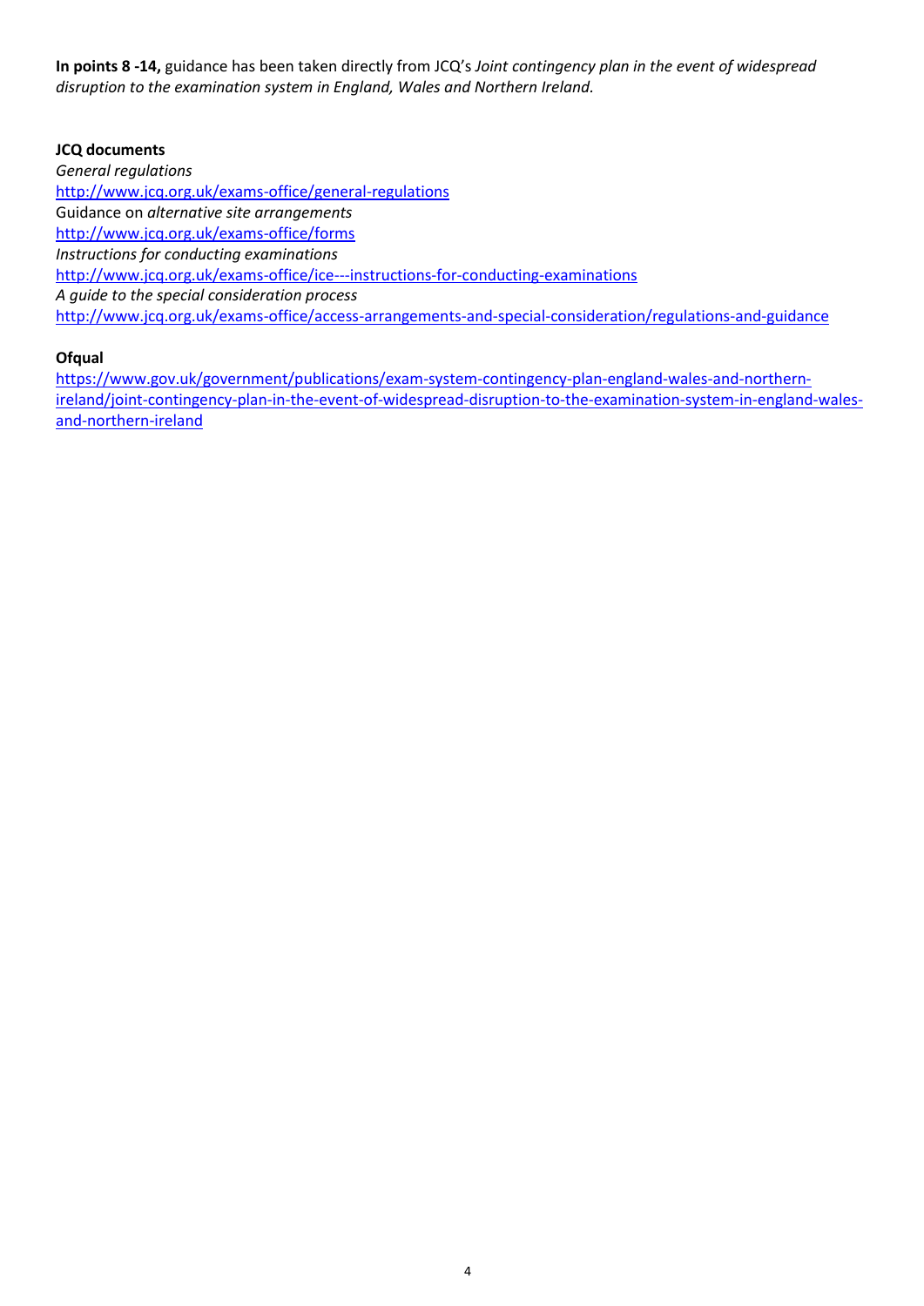**In points 8 -14,** guidance has been taken directly from JCQ's *Joint contingency plan in the event of widespread disruption to the examination system in England, Wales and Northern Ireland.*

**JCQ documents**

*General regulations*

http://www.jcq.org.uk/exams-office/general-regulations

Guidance on *alternative site arrangements*

http://www.jcq.org.uk/exams-office/forms

*Instructions for conducting examinations*

http://www.jcq.org.uk/exams-office/ice---instructions-for-conducting-examinations

*A guide to the special consideration process*

http://www.jcq.org.uk/exams-office/access-arrangements-and-special-consideration/regulations-and-guidance

**Ofqual**

https://www.gov.uk/government/publications/exam-system-contingency-plan-england-wales-and-northern-ireland/joint-contingency-plan-in-the-event-of-widespread-disruption-to-the-examination-system-in-england-wales-and-northern-ireland